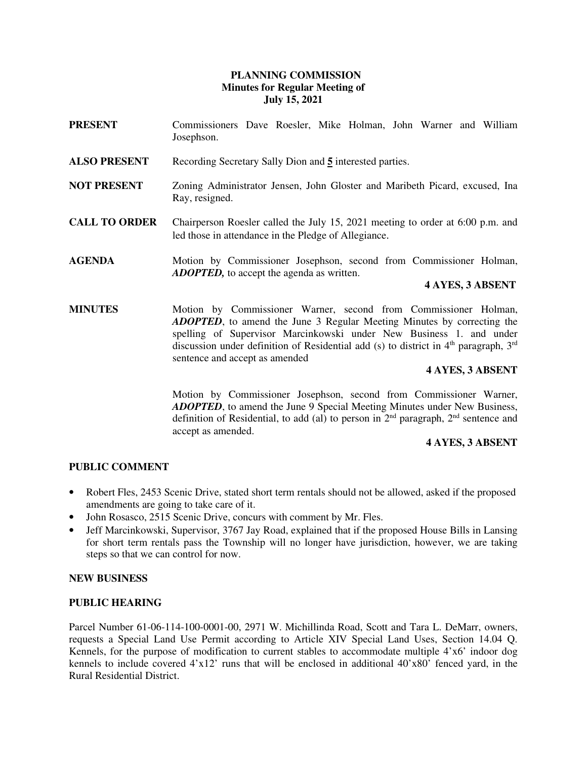# PLANNING COMMISSION
## Minutes for Regular Meeting of
## July 15, 2021

**PRESENT** Commissioners Dave Roesler, Mike Holman, John Warner and William Josephson.

**ALSO PRESENT** Recording Secretary Sally Dion and **5** interested parties.

**NOT PRESENT** Zoning Administrator Jensen, John Gloster and Maribeth Picard, excused, Ina Ray, resigned.

**CALL TO ORDER** Chairperson Roesler called the July 15, 2021 meeting to order at 6:00 p.m. and led those in attendance in the Pledge of Allegiance.

**AGENDA** Motion by Commissioner Josephson, second from Commissioner Holman, ***ADOPTED,*** to accept the agenda as written.

**4 AYES, 3 ABSENT**

**MINUTES** Motion by Commissioner Warner, second from Commissioner Holman, ***ADOPTED***, to amend the June 3 Regular Meeting Minutes by correcting the spelling of Supervisor Marcinkowski under New Business 1. and under discussion under definition of Residential add (s) to district in 4th paragraph, 3rd sentence and accept as amended

**4 AYES, 3 ABSENT**

Motion by Commissioner Josephson, second from Commissioner Warner, ***ADOPTED***, to amend the June 9 Special Meeting Minutes under New Business, definition of Residential, to add (al) to person in 2nd paragraph, 2nd sentence and accept as amended.

**4 AYES, 3 ABSENT**

**PUBLIC COMMENT**

- Robert Fles, 2453 Scenic Drive, stated short term rentals should not be allowed, asked if the proposed amendments are going to take care of it.
- John Rosasco, 2515 Scenic Drive, concurs with comment by Mr. Fles.
- Jeff Marcinkowski, Supervisor, 3767 Jay Road, explained that if the proposed House Bills in Lansing for short term rentals pass the Township will no longer have jurisdiction, however, we are taking steps so that we can control for now.

**NEW BUSINESS**

**PUBLIC HEARING**

Parcel Number 61-06-114-100-0001-00, 2971 W. Michillinda Road, Scott and Tara L. DeMarr, owners, requests a Special Land Use Permit according to Article XIV Special Land Uses, Section 14.04 Q. Kennels, for the purpose of modification to current stables to accommodate multiple 4'x6' indoor dog kennels to include covered 4'x12' runs that will be enclosed in additional 40'x80' fenced yard, in the Rural Residential District.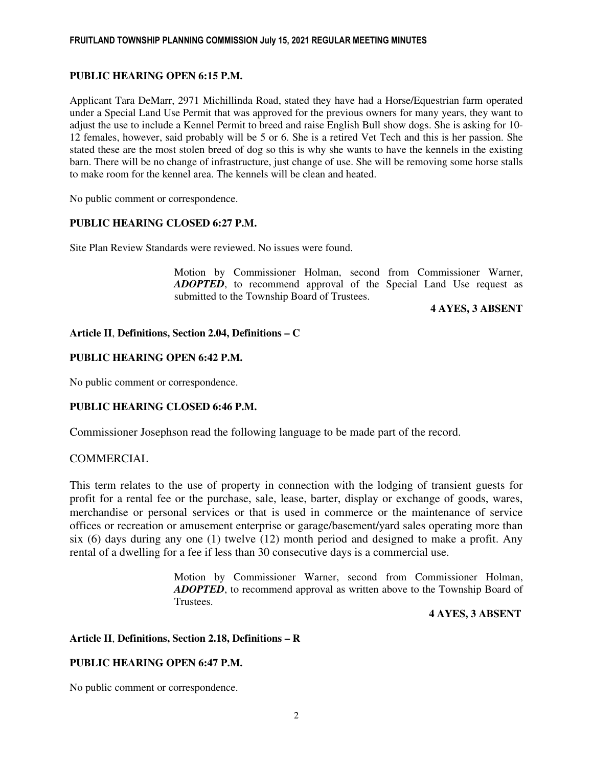**PUBLIC HEARING OPEN 6:15 P.M.**

Applicant Tara DeMarr, 2971 Michillinda Road, stated they have had a Horse/Equestrian farm operated under a Special Land Use Permit that was approved for the previous owners for many years, they want to adjust the use to include a Kennel Permit to breed and raise English Bull show dogs. She is asking for 10-12 females, however, said probably will be 5 or 6. She is a retired Vet Tech and this is her passion. She stated these are the most stolen breed of dog so this is why she wants to have the kennels in the existing barn. There will be no change of infrastructure, just change of use. She will be removing some horse stalls to make room for the kennel area. The kennels will be clean and heated.

No public comment or correspondence.

**PUBLIC HEARING CLOSED 6:27 P.M.**

Site Plan Review Standards were reviewed. No issues were found.

> Motion by Commissioner Holman, second from Commissioner Warner, ***ADOPTED***, to recommend approval of the Special Land Use request as submitted to the Township Board of Trustees.

**4 AYES, 3 ABSENT**

**Article II**, **Definitions, Section 2.04, Definitions – C**

**PUBLIC HEARING OPEN 6:42 P.M.**

No public comment or correspondence.

**PUBLIC HEARING CLOSED 6:46 P.M.**

Commissioner Josephson read the following language to be made part of the record.

COMMERCIAL

This term relates to the use of property in connection with the lodging of transient guests for profit for a rental fee or the purchase, sale, lease, barter, display or exchange of goods, wares, merchandise or personal services or that is used in commerce or the maintenance of service offices or recreation or amusement enterprise or garage/basement/yard sales operating more than six (6) days during any one (1) twelve (12) month period and designed to make a profit. Any rental of a dwelling for a fee if less than 30 consecutive days is a commercial use.

> Motion by Commissioner Warner, second from Commissioner Holman, ***ADOPTED***, to recommend approval as written above to the Township Board of Trustees.

**4 AYES, 3 ABSENT**

**Article II**, **Definitions, Section 2.18, Definitions – R**

**PUBLIC HEARING OPEN 6:47 P.M.**

No public comment or correspondence.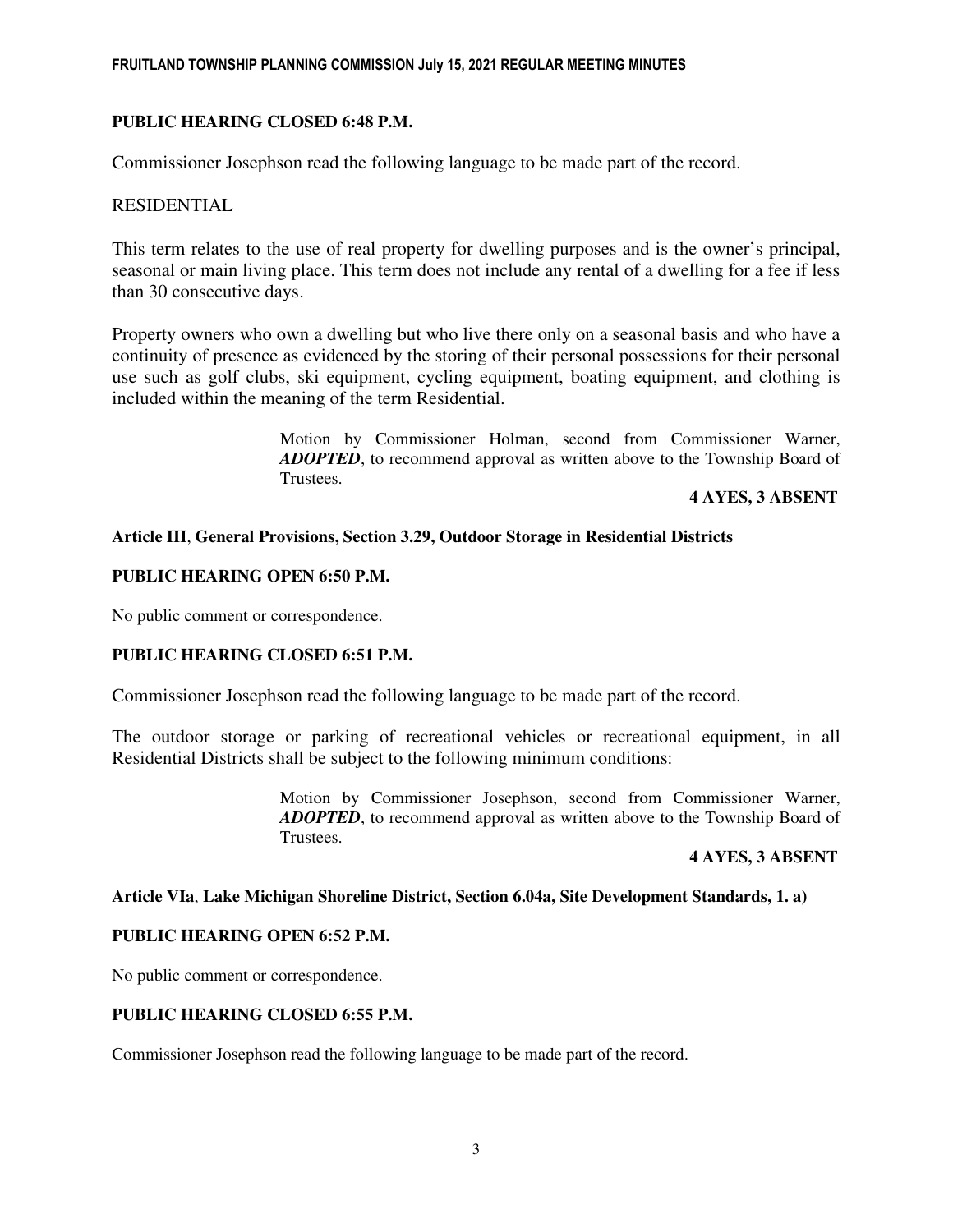**PUBLIC HEARING CLOSED 6:48 P.M.**

Commissioner Josephson read the following language to be made part of the record.

RESIDENTIAL

This term relates to the use of real property for dwelling purposes and is the owner's principal, seasonal or main living place. This term does not include any rental of a dwelling for a fee if less than 30 consecutive days.

Property owners who own a dwelling but who live there only on a seasonal basis and who have a continuity of presence as evidenced by the storing of their personal possessions for their personal use such as golf clubs, ski equipment, cycling equipment, boating equipment, and clothing is included within the meaning of the term Residential.

> Motion by Commissioner Holman, second from Commissioner Warner, ***ADOPTED***, to recommend approval as written above to the Township Board of Trustees.
>
> **4 AYES, 3 ABSENT**

**Article III, General Provisions, Section 3.29, Outdoor Storage in Residential Districts**

**PUBLIC HEARING OPEN 6:50 P.M.**

No public comment or correspondence.

**PUBLIC HEARING CLOSED 6:51 P.M.**

Commissioner Josephson read the following language to be made part of the record.

The outdoor storage or parking of recreational vehicles or recreational equipment, in all Residential Districts shall be subject to the following minimum conditions:

> Motion by Commissioner Josephson, second from Commissioner Warner, ***ADOPTED***, to recommend approval as written above to the Township Board of Trustees.
>
> **4 AYES, 3 ABSENT**

**Article VIa, Lake Michigan Shoreline District, Section 6.04a, Site Development Standards, 1. a)**

**PUBLIC HEARING OPEN 6:52 P.M.**

No public comment or correspondence.

**PUBLIC HEARING CLOSED 6:55 P.M.**

Commissioner Josephson read the following language to be made part of the record.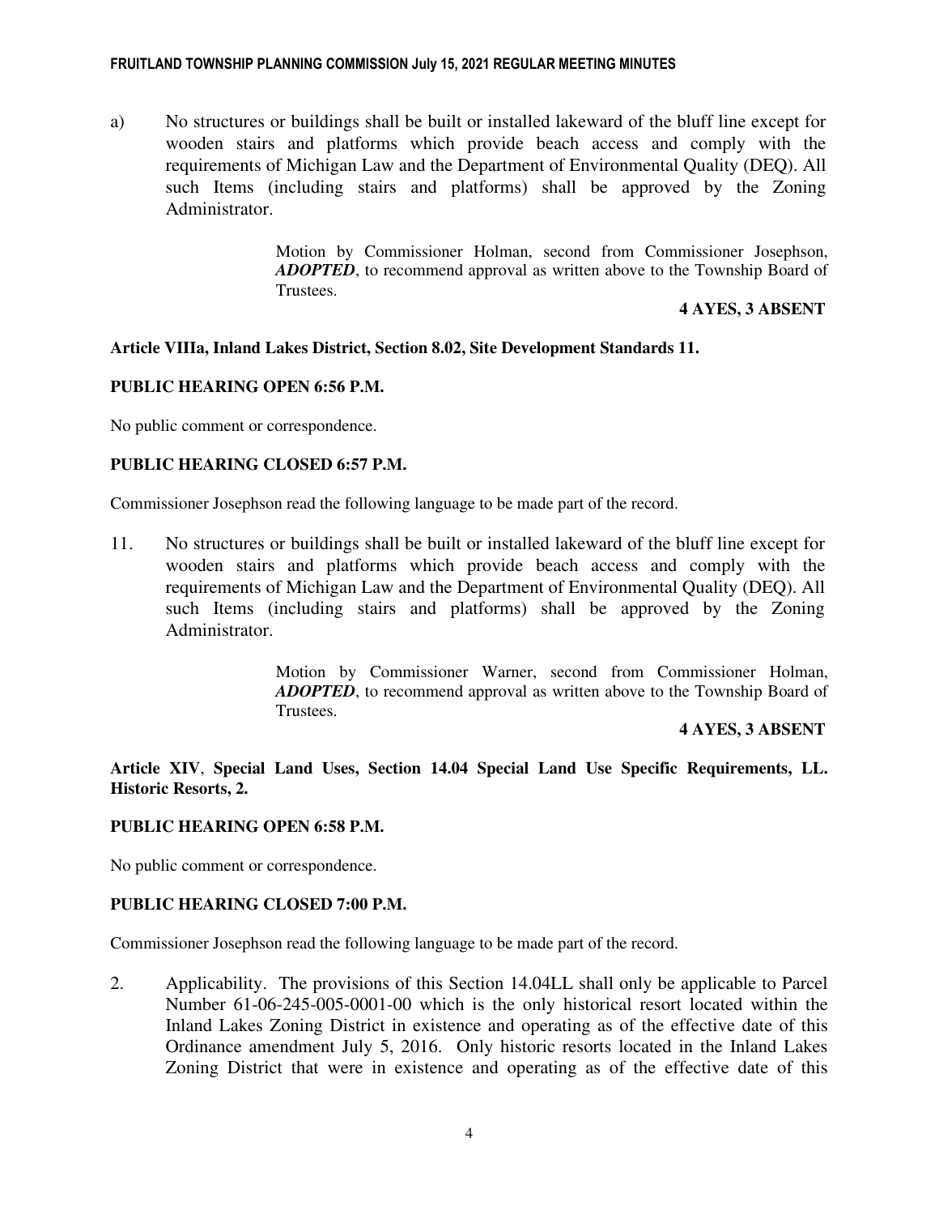a) No structures or buildings shall be built or installed lakeward of the bluff line except for wooden stairs and platforms which provide beach access and comply with the requirements of Michigan Law and the Department of Environmental Quality (DEQ). All such Items (including stairs and platforms) shall be approved by the Zoning Administrator.

> Motion by Commissioner Holman, second from Commissioner Josephson, ***ADOPTED***, to recommend approval as written above to the Township Board of Trustees.
>
> **4 AYES, 3 ABSENT**

**Article VIIIa, Inland Lakes District, Section 8.02, Site Development Standards 11.**

**PUBLIC HEARING OPEN 6:56 P.M.**

No public comment or correspondence.

**PUBLIC HEARING CLOSED 6:57 P.M.**

Commissioner Josephson read the following language to be made part of the record.

11. No structures or buildings shall be built or installed lakeward of the bluff line except for wooden stairs and platforms which provide beach access and comply with the requirements of Michigan Law and the Department of Environmental Quality (DEQ). All such Items (including stairs and platforms) shall be approved by the Zoning Administrator.

> Motion by Commissioner Warner, second from Commissioner Holman, ***ADOPTED***, to recommend approval as written above to the Township Board of Trustees.
>
> **4 AYES, 3 ABSENT**

**Article XIV, Special Land Uses, Section 14.04 Special Land Use Specific Requirements, LL. Historic Resorts, 2.**

**PUBLIC HEARING OPEN 6:58 P.M.**

No public comment or correspondence.

**PUBLIC HEARING CLOSED 7:00 P.M.**

Commissioner Josephson read the following language to be made part of the record.

2. Applicability. The provisions of this Section 14.04LL shall only be applicable to Parcel Number 61-06-245-005-0001-00 which is the only historical resort located within the Inland Lakes Zoning District in existence and operating as of the effective date of this Ordinance amendment July 5, 2016. Only historic resorts located in the Inland Lakes Zoning District that were in existence and operating as of the effective date of this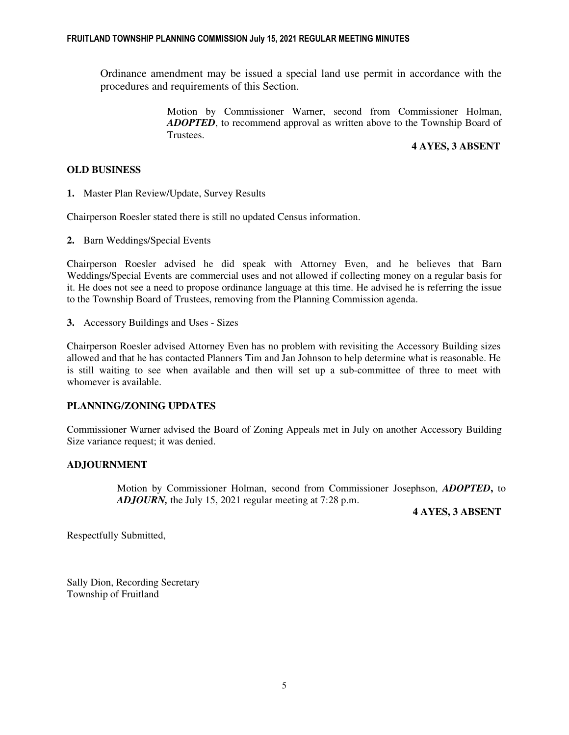Ordinance amendment may be issued a special land use permit in accordance with the procedures and requirements of this Section.

> Motion by Commissioner Warner, second from Commissioner Holman, ***ADOPTED***, to recommend approval as written above to the Township Board of Trustees.
>
> **4 AYES, 3 ABSENT**

**OLD BUSINESS**

**1.** Master Plan Review/Update, Survey Results

Chairperson Roesler stated there is still no updated Census information.

**2.** Barn Weddings/Special Events

Chairperson Roesler advised he did speak with Attorney Even, and he believes that Barn Weddings/Special Events are commercial uses and not allowed if collecting money on a regular basis for it. He does not see a need to propose ordinance language at this time. He advised he is referring the issue to the Township Board of Trustees, removing from the Planning Commission agenda.

**3.** Accessory Buildings and Uses - Sizes

Chairperson Roesler advised Attorney Even has no problem with revisiting the Accessory Building sizes allowed and that he has contacted Planners Tim and Jan Johnson to help determine what is reasonable. He is still waiting to see when available and then will set up a sub-committee of three to meet with whomever is available.

**PLANNING/ZONING UPDATES**

Commissioner Warner advised the Board of Zoning Appeals met in July on another Accessory Building Size variance request; it was denied.

**ADJOURNMENT**

> Motion by Commissioner Holman, second from Commissioner Josephson, ***ADOPTED*****,** to ***ADJOURN,*** the July 15, 2021 regular meeting at 7:28 p.m.
>
> **4 AYES, 3 ABSENT**

Respectfully Submitted,

Sally Dion, Recording Secretary
Township of Fruitland